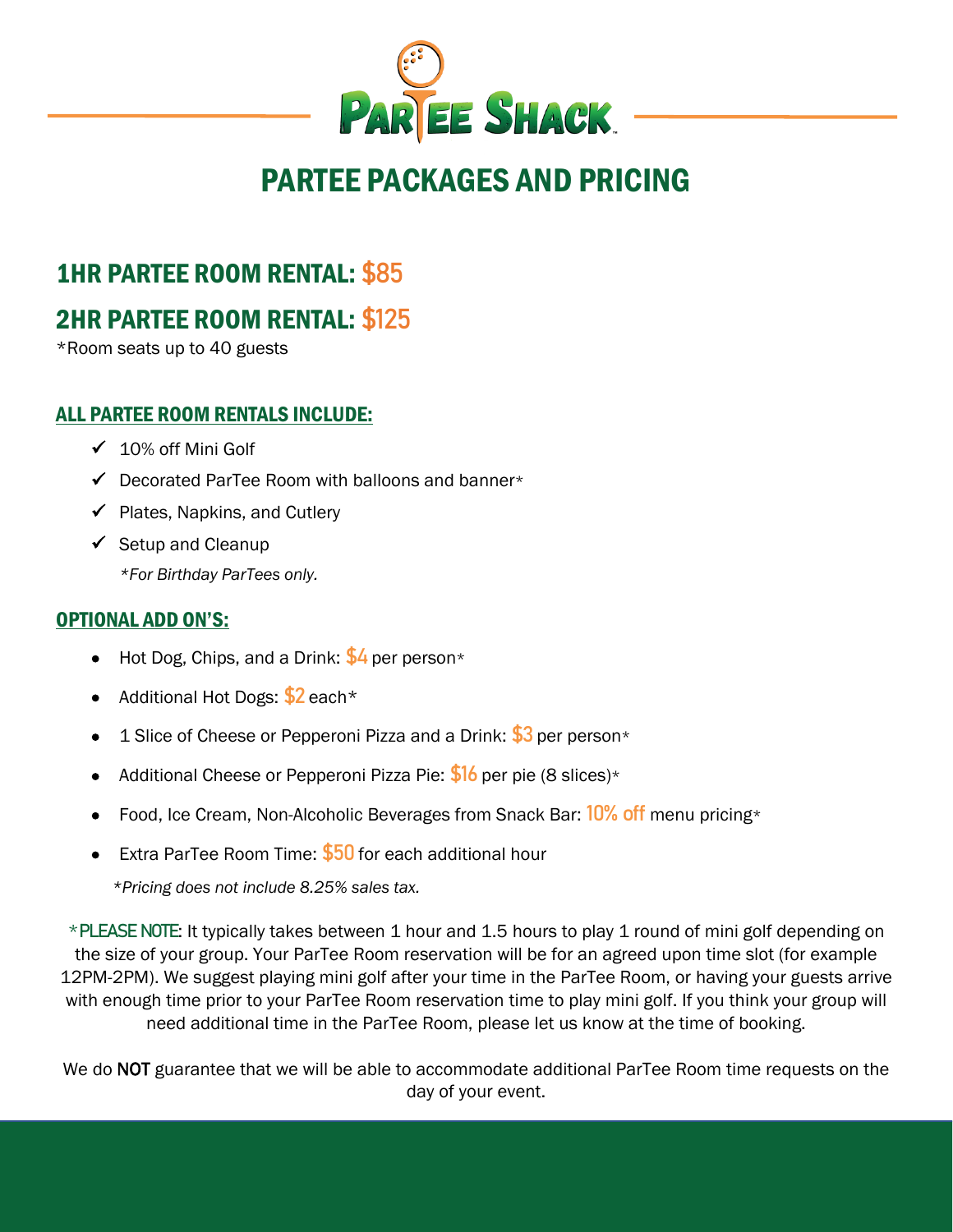# PARTEE SHACK

## PARTEE PACKAGES AND PRICING

## 1HR PARTEE ROOM RENTAL: $85

## 2HR PARTEE ROOM RENTAL: $125

*Room seats up to 40 guests

### ALL PARTEE ROOM RENTALS INCLUDE:

- ✓ 10% off Mini Golf
- ✓ Decorated ParTee Room with balloons and banner*
- ✓ Plates, Napkins, and Cutlery
- ✓ Setup and Cleanup

*\*For Birthday ParTees only.*

### OPTIONAL ADD ON'S:

- Hot Dog, Chips, and a Drink: $4 per person*
- Additional Hot Dogs: $2 each*
- 1 Slice of Cheese or Pepperoni Pizza and a Drink: $3 per person*
- Additional Cheese or Pepperoni Pizza Pie: $16 per pie (8 slices)*
- Food, Ice Cream, Non-Alcoholic Beverages from Snack Bar: 10% off menu pricing*
- Extra ParTee Room Time: $50 for each additional hour

*\*Pricing does not include 8.25% sales tax.*

*PLEASE NOTE: It typically takes between 1 hour and 1.5 hours to play 1 round of mini golf depending on the size of your group. Your ParTee Room reservation will be for an agreed upon time slot (for example 12PM-2PM). We suggest playing mini golf after your time in the ParTee Room, or having your guests arrive with enough time prior to your ParTee Room reservation time to play mini golf. If you think your group will need additional time in the ParTee Room, please let us know at the time of booking.

We do **NOT** guarantee that we will be able to accommodate additional ParTee Room time requests on the day of your event.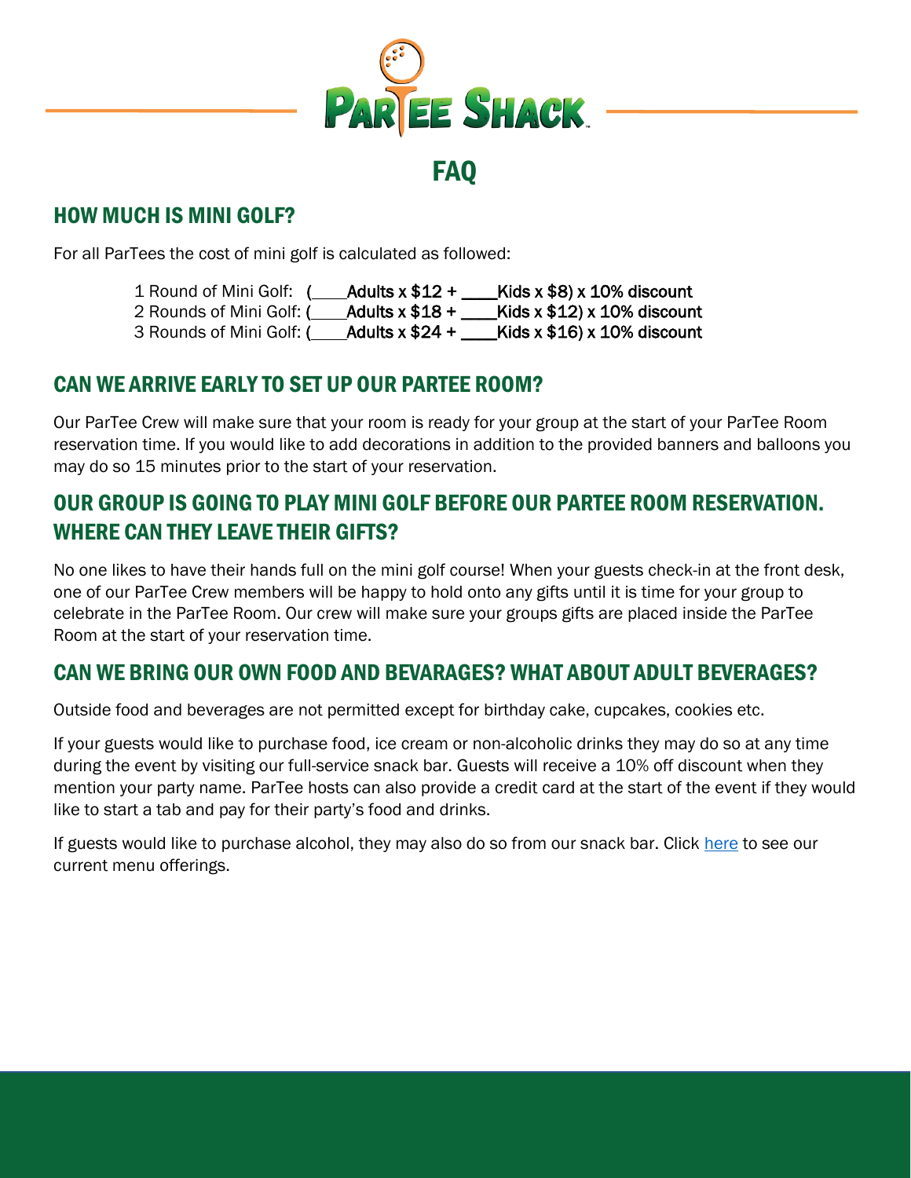# FAQ

## HOW MUCH IS MINI GOLF?

For all ParTees the cost of mini golf is calculated as followed:

1 Round of Mini Golf: (____Adults x $12 + ____Kids x $8) x 10% discount
2 Rounds of Mini Golf: (____Adults x $18 + ____Kids x $12) x 10% discount
3 Rounds of Mini Golf: (____Adults x $24 + ____Kids x $16) x 10% discount

## CAN WE ARRIVE EARLY TO SET UP OUR PARTEE ROOM?

Our ParTee Crew will make sure that your room is ready for your group at the start of your ParTee Room reservation time. If you would like to add decorations in addition to the provided banners and balloons you may do so 15 minutes prior to the start of your reservation.

## OUR GROUP IS GOING TO PLAY MINI GOLF BEFORE OUR PARTEE ROOM RESERVATION. WHERE CAN THEY LEAVE THEIR GIFTS?

No one likes to have their hands full on the mini golf course! When your guests check-in at the front desk, one of our ParTee Crew members will be happy to hold onto any gifts until it is time for your group to celebrate in the ParTee Room. Our crew will make sure your groups gifts are placed inside the ParTee Room at the start of your reservation time.

## CAN WE BRING OUR OWN FOOD AND BEVARAGES? WHAT ABOUT ADULT BEVERAGES?

Outside food and beverages are not permitted except for birthday cake, cupcakes, cookies etc.

If your guests would like to purchase food, ice cream or non-alcoholic drinks they may do so at any time during the event by visiting our full-service snack bar. Guests will receive a 10% off discount when they mention your party name. ParTee hosts can also provide a credit card at the start of the event if they would like to start a tab and pay for their party's food and drinks.

If guests would like to purchase alcohol, they may also do so from our snack bar. Click here to see our current menu offerings.